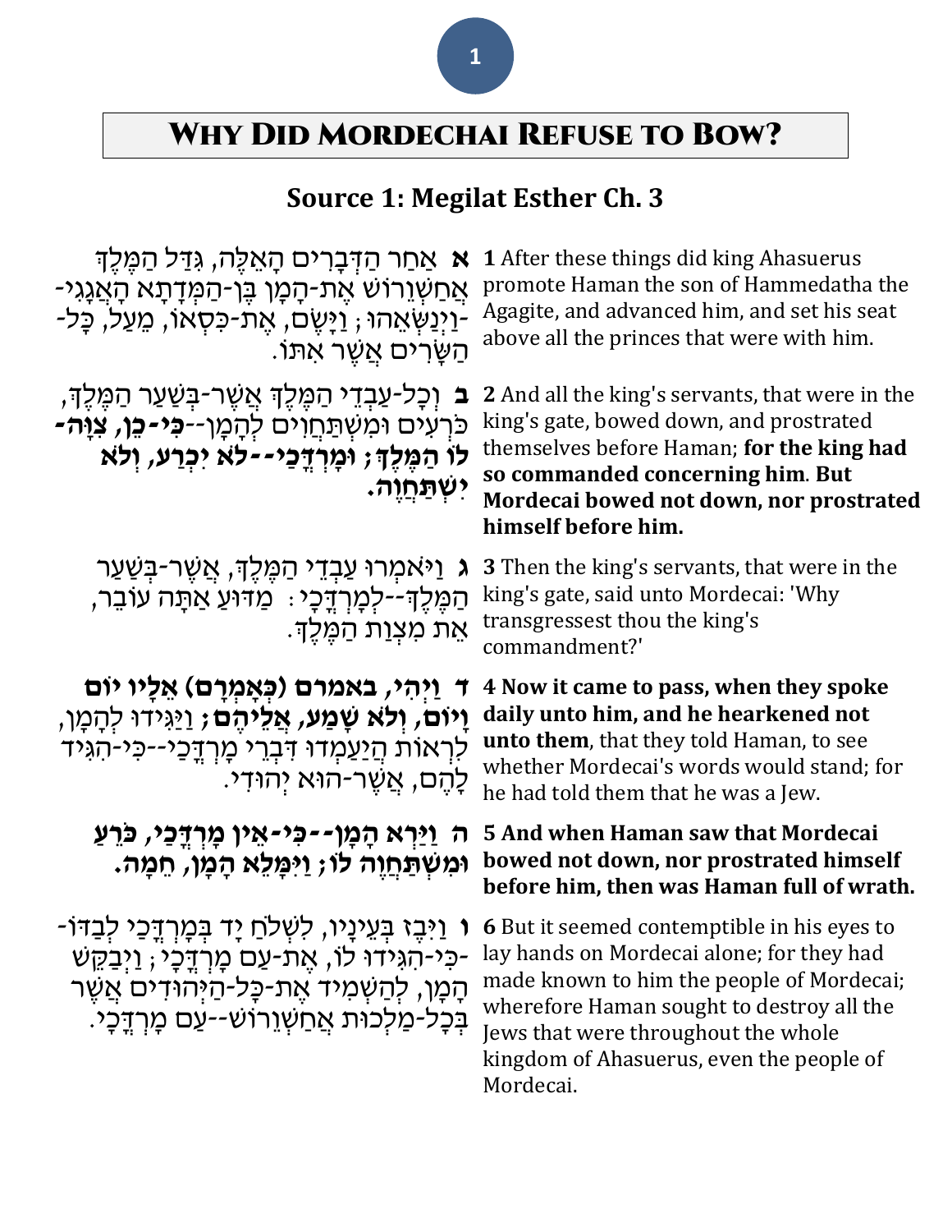# Why Did Mordechai Refuse to Bow?

## Source 1: Megilat Esther Ch. 3

| | |
|---|---|
| **א** אַחַר הַדְּבָרִים הָאֵלֶּה, גִּדַּל הַמֶּלֶךְ אֲחַשְׁוֵרוֹשׁ אֶת-הָמָן בֶּן-הַמְּדָתָא הָאֲגָגִי--וַיְנַשְּׂאֵהוּ; וַיָּשֶׂם, אֶת-כִּסְאוֹ, מֵעַל, כָּל-הַשָּׂרִים אֲשֶׁר אִתּוֹ. | **1** After these things did king Ahasuerus promote Haman the son of Hammedatha the Agagite, and advanced him, and set his seat above all the princes that were with him. |
| **ב** וְכָל-עַבְדֵי הַמֶּלֶךְ אֲשֶׁר-בְּשַׁעַר הַמֶּלֶךְ, כֹּרְעִים וּמִשְׁתַּחֲוִים לְהָמָן--**כִּי-כֵן, צִוָּה-לוֹ הַמֶּלֶךְ; וּמָרְדֳּכַי--לֹא יִכְרַע, וְלֹא יִשְׁתַּחֲוֶה.** | **2** And all the king's servants, that were in the king's gate, bowed down, and prostrated themselves before Haman; **for the king had so commanded concerning him**. **But Mordecai bowed not down, nor prostrated himself before him.** |
| **ג** וַיֹּאמְרוּ עַבְדֵי הַמֶּלֶךְ, אֲשֶׁר-בְּשַׁעַר הַמֶּלֶךְ--לְמָרְדֳּכָי: מַדּוּעַ אַתָּה עוֹבֵר, אֵת מִצְוַת הַמֶּלֶךְ. | **3** Then the king's servants, that were in the king's gate, said unto Mordecai: 'Why transgressest thou the king's commandment?' |
| **ד** **וַיְהִי, באמרם (כְּאָמְרָם) אֵלָיו יוֹם וָיוֹם, וְלֹא שָׁמַע, אֲלֵיהֶם;** וַיַּגִּידוּ לְהָמָן, לִרְאוֹת הֲיַעַמְדוּ דִּבְרֵי מָרְדֳּכַי--כִּי-הִגִּיד לָהֶם, אֲשֶׁר-הוּא יְהוּדִי. | **4 Now it came to pass, when they spoke daily unto him, and he hearkened not unto them**, that they told Haman, to see whether Mordecai's words would stand; for he had told them that he was a Jew. |
| **ה** **וַיַּרְא הָמָן--כִּי-אֵין מָרְדֳּכַי, כֹּרֵעַ וּמִשְׁתַּחֲוֶה לוֹ; וַיִּמָּלֵא הָמָן, חֵמָה.** | **5 And when Haman saw that Mordecai bowed not down, nor prostrated himself before him, then was Haman full of wrath.** |
| **ו** וַיִּבֶז בְּעֵינָיו, לִשְׁלֹחַ יָד בְּמָרְדֳּכַי לְבַדּוֹ--כִּי-הִגִּידוּ לוֹ, אֶת-עַם מָרְדֳּכָי; וַיְבַקֵּשׁ הָמָן, לְהַשְׁמִיד אֶת-כָּל-הַיְּהוּדִים אֲשֶׁר בְּכָל-מַלְכוּת אֲחַשְׁוֵרוֹשׁ--עַם מָרְדֳּכָי. | **6** But it seemed contemptible in his eyes to lay hands on Mordecai alone; for they had made known to him the people of Mordecai; wherefore Haman sought to destroy all the Jews that were throughout the whole kingdom of Ahasuerus, even the people of Mordecai. |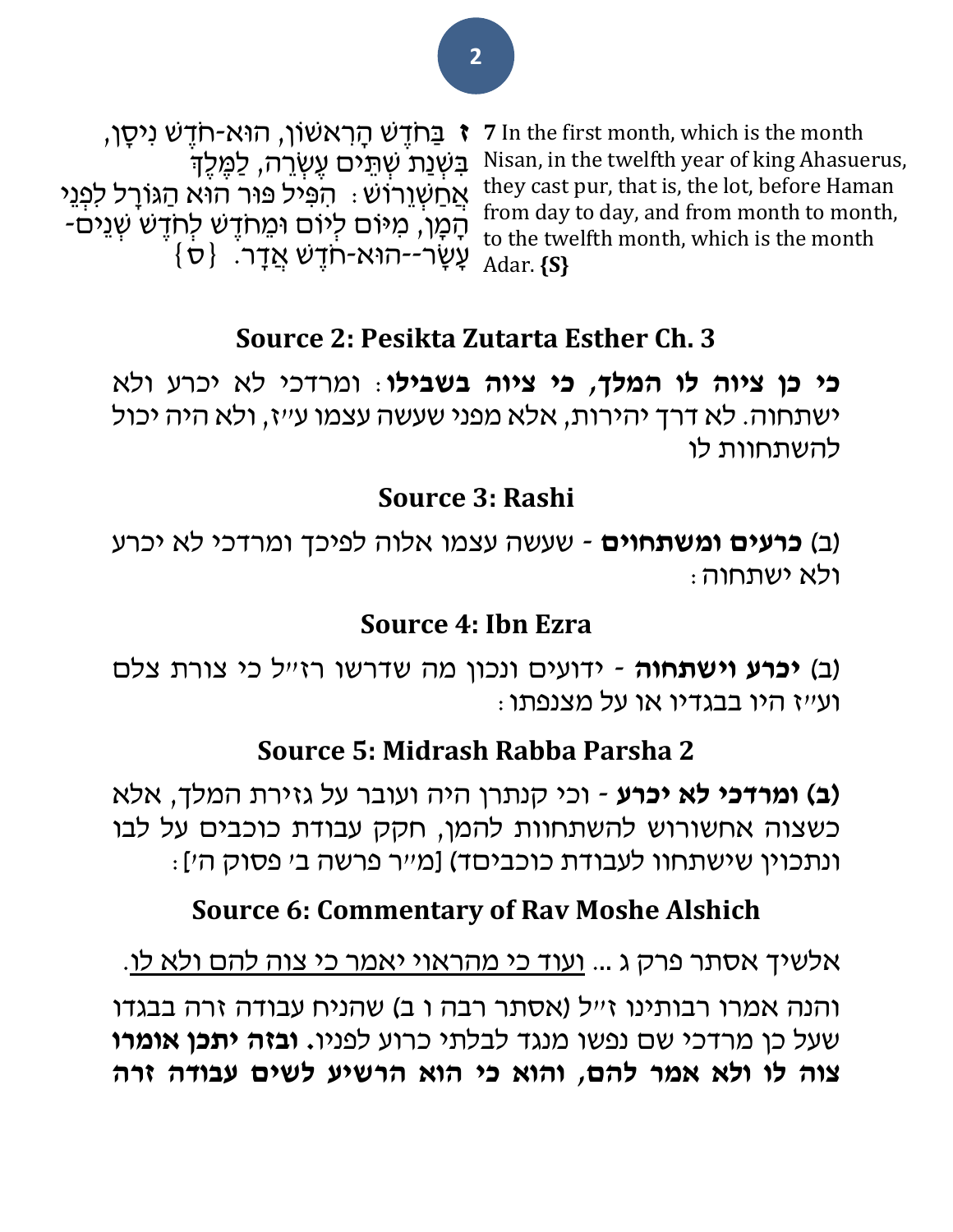ז בַּחֹדֶשׁ הָרִאשׁוֹן, הוּא-חֹדֶשׁ נִיסָן, בִּשְׁנַת שְׁתֵּים עֶשְׂרֵה, לַמֶּלֶךְ אֲחַשְׁוֵרוֹשׁ: הִפִּיל פּוּר הוּא הַגּוֹרָל לִפְנֵי הָמָן, מִיּוֹם לְיוֹם וּמֵחֹדֶשׁ לְחֹדֶשׁ שְׁנֵים-עָשָׂר--הוּא-חֹדֶשׁ אֲדָר. {ס}

**7** In the first month, which is the month Nisan, in the twelfth year of king Ahasuerus, they cast pur, that is, the lot, before Haman from day to day, and from month to month, to the twelfth month, which is the month Adar. **{S}**

## Source 2: Pesikta Zutarta Esther Ch. 3

***כי כן ציוה לו המלך, כי ציוה בשבילו***: ומרדכי לא יכרע ולא ישתחוה. לא דרך יהירות, אלא מפני שעשה עצמו ע"ז, ולא היה יכול להשתחוות לו

## Source 3: Rashi

(ב) **כרעים ומשתחוים** - שעשה עצמו אלוה לפיכך ומרדכי לא יכרע ולא ישתחוה:

## Source 4: Ibn Ezra

(ב) ***יכרע וישתחוה*** - ידועים ונכון מה שדרשו רז"ל כי צורת צלם וע"ז היו בבגדיו או על מצנפתו:

## Source 5: Midrash Rabba Parsha 2

**(ב) ומרדכי לא יכרע** - וכי קנתרן היה ועובר על גזירת המלך, אלא כשצוה אחשורוש להשתחוות להמן, חקק עבודת כוכבים על לבו ונתכוין שישתחוו לעבודת כוכביםד) [מ"ר פרשה ב' פסוק ה']:

## Source 6: Commentary of Rav Moshe Alshich

אלשיך אסתר פרק ג ... <u>ועוד כי מהראוי יאמר כי צוה להם ולא לו</u>.

והנה אמרו רבותינו ז"ל (אסתר רבה ו ב) שהניח עבודה זרה בבגדו שעל כן מרדכי שם נפשו מנגד לבלתי כרוע לפניו. **ובזה יתכן אומרו צוה לו ולא אמר להם, והוא כי הוא הרשיע לשים עבודה זרה**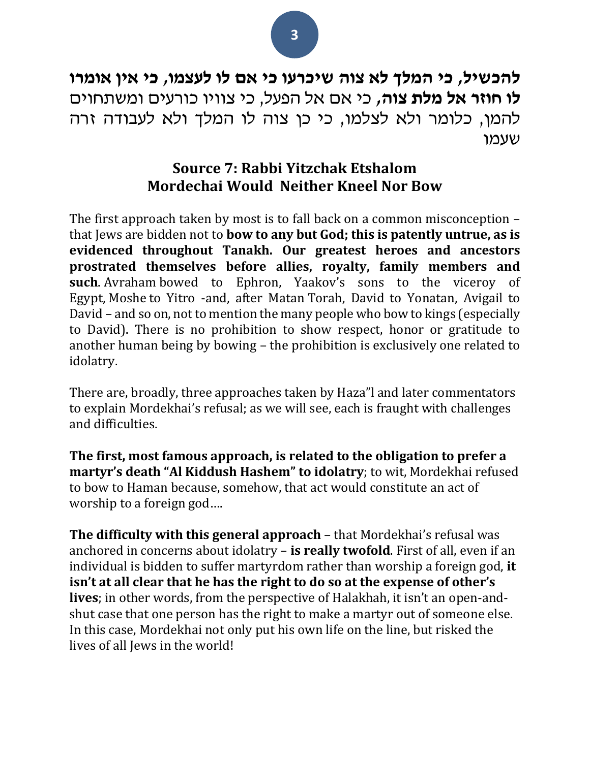**להכשיל, כי המלך לא צוה שיכרעו כי אם לו לעצמו, כי אין אומרו לו חוזר אל מלת צוה,** כי אם אל הפעל, כי צוויו כורעים ומשתחוים להמן, כלומר ולא לצלמו, כי כן צוה לו המלך ולא לעבודה זרה שעמו

## Source 7: Rabbi Yitzchak Etshalom Mordechai Would Neither Kneel Nor Bow

The first approach taken by most is to fall back on a common misconception – that Jews are bidden not to **bow to any but God; this is patently untrue, as is evidenced throughout Tanakh. Our greatest heroes and ancestors prostrated themselves before allies, royalty, family members and such**. Avraham bowed to Ephron, Yaakov's sons to the viceroy of Egypt, Moshe to Yitro -and, after Matan Torah, David to Yonatan, Avigail to David – and so on, not to mention the many people who bow to kings (especially to David). There is no prohibition to show respect, honor or gratitude to another human being by bowing – the prohibition is exclusively one related to idolatry.

There are, broadly, three approaches taken by Haza"l and later commentators to explain Mordekhai's refusal; as we will see, each is fraught with challenges and difficulties.

**The first, most famous approach, is related to the obligation to prefer a martyr's death "Al Kiddush Hashem" to idolatry**; to wit, Mordekhai refused to bow to Haman because, somehow, that act would constitute an act of worship to a foreign god….

**The difficulty with this general approach** – that Mordekhai's refusal was anchored in concerns about idolatry – **is really twofold**. First of all, even if an individual is bidden to suffer martyrdom rather than worship a foreign god, **it isn't at all clear that he has the right to do so at the expense of other's lives**; in other words, from the perspective of Halakhah, it isn't an open-and-shut case that one person has the right to make a martyr out of someone else. In this case, Mordekhai not only put his own life on the line, but risked the lives of all Jews in the world!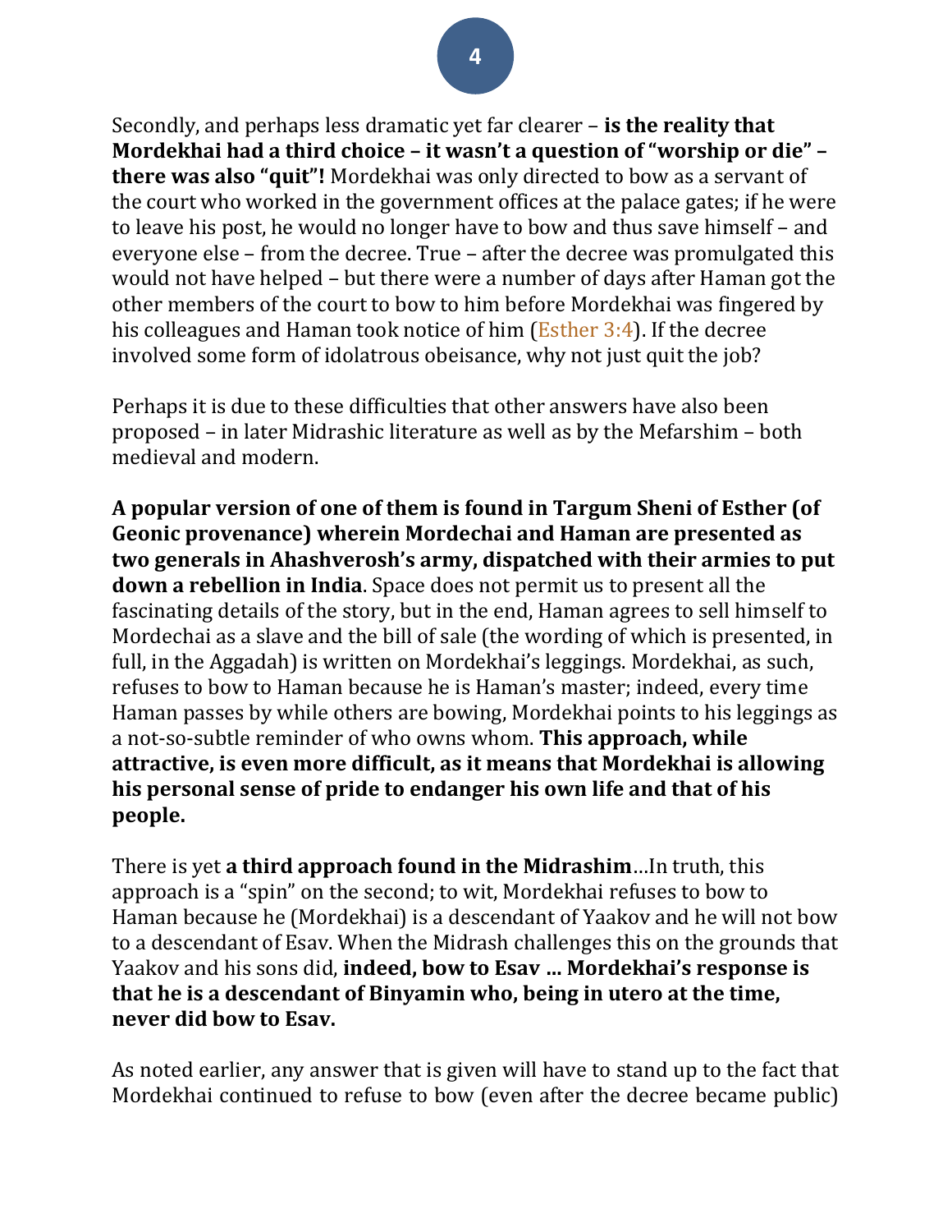Secondly, and perhaps less dramatic yet far clearer – **is the reality that Mordekhai had a third choice – it wasn't a question of "worship or die" – there was also "quit"!** Mordekhai was only directed to bow as a servant of the court who worked in the government offices at the palace gates; if he were to leave his post, he would no longer have to bow and thus save himself – and everyone else – from the decree. True – after the decree was promulgated this would not have helped – but there were a number of days after Haman got the other members of the court to bow to him before Mordekhai was fingered by his colleagues and Haman took notice of him (Esther 3:4). If the decree involved some form of idolatrous obeisance, why not just quit the job?

Perhaps it is due to these difficulties that other answers have also been proposed – in later Midrashic literature as well as by the Mefarshim – both medieval and modern.

**A popular version of one of them is found in Targum Sheni of Esther (of Geonic provenance) wherein Mordechai and Haman are presented as two generals in Ahashverosh's army, dispatched with their armies to put down a rebellion in India**. Space does not permit us to present all the fascinating details of the story, but in the end, Haman agrees to sell himself to Mordechai as a slave and the bill of sale (the wording of which is presented, in full, in the Aggadah) is written on Mordekhai's leggings. Mordekhai, as such, refuses to bow to Haman because he is Haman's master; indeed, every time Haman passes by while others are bowing, Mordekhai points to his leggings as a not-so-subtle reminder of who owns whom. **This approach, while attractive, is even more difficult, as it means that Mordekhai is allowing his personal sense of pride to endanger his own life and that of his people.**

There is yet **a third approach found in the Midrashim**…In truth, this approach is a "spin" on the second; to wit, Mordekhai refuses to bow to Haman because he (Mordekhai) is a descendant of Yaakov and he will not bow to a descendant of Esav. When the Midrash challenges this on the grounds that Yaakov and his sons did, **indeed, bow to Esav … Mordekhai's response is that he is a descendant of Binyamin who, being in utero at the time, never did bow to Esav.**

As noted earlier, any answer that is given will have to stand up to the fact that Mordekhai continued to refuse to bow (even after the decree became public)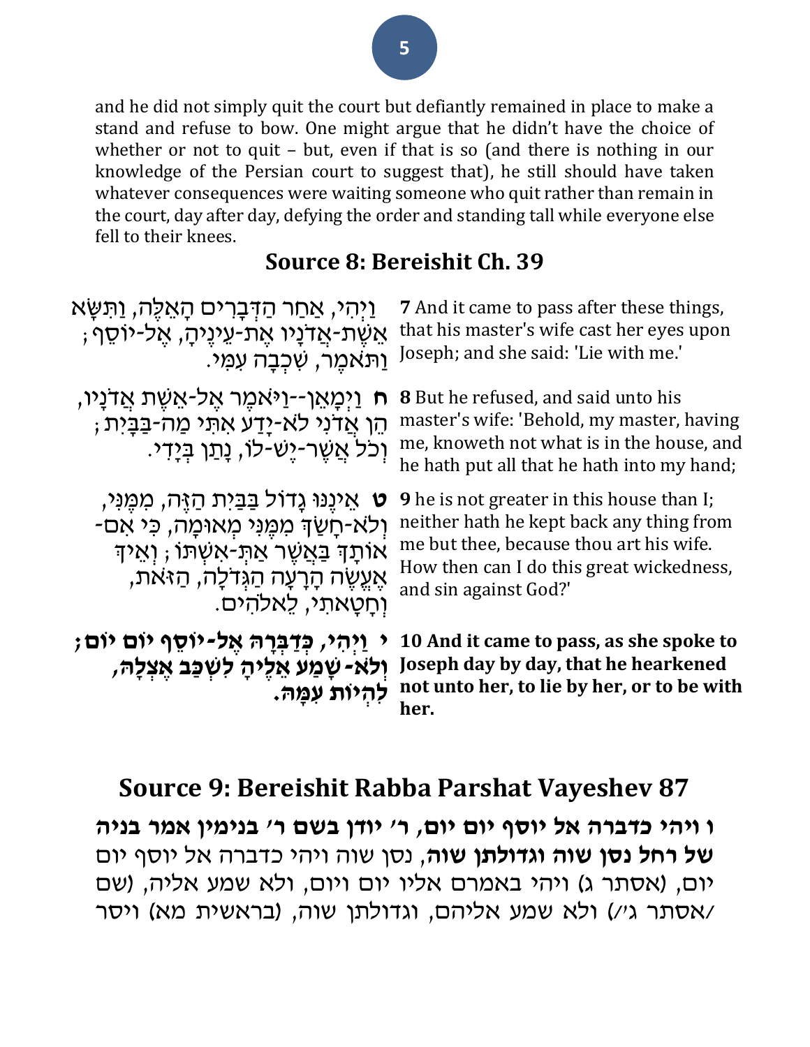and he did not simply quit the court but defiantly remained in place to make a stand and refuse to bow. One might argue that he didn't have the choice of whether or not to quit – but, even if that is so (and there is nothing in our knowledge of the Persian court to suggest that), he still should have taken whatever consequences were waiting someone who quit rather than remain in the court, day after day, defying the order and standing tall while everyone else fell to their knees.

## Source 8: Bereishit Ch. 39

| | |
|---|---|
| וַיְהִי, אַחַר הַדְּבָרִים הָאֵלֶּה, וַתִּשָּׂא אֵשֶׁת-אֲדֹנָיו אֶת-עֵינֶיהָ, אֶל-יוֹסֵף; וַתֹּאמֶר, שִׁכְבָה עִמִּי. | **7** And it came to pass after these things, that his master's wife cast her eyes upon Joseph; and she said: 'Lie with me.' |
| **ח** וַיְמָאֵן--וַיֹּאמֶר אֶל-אֵשֶׁת אֲדֹנָיו, הֵן אֲדֹנִי לֹא-יָדַע אִתִּי מַה-בַּבָּיִת; וְכֹל אֲשֶׁר-יֶשׁ-לוֹ, נָתַן בְּיָדִי. | **8** But he refused, and said unto his master's wife: 'Behold, my master, having me, knoweth not what is in the house, and he hath put all that he hath into my hand; |
| **ט** אֵינֶנּוּ גָדוֹל בַּבַּיִת הַזֶּה, מִמֶּנִּי, וְלֹא-חָשַׂךְ מִמֶּנִּי מְאוּמָה, כִּי אִם-אוֹתָךְ בַּאֲשֶׁר אַתְּ-אִשְׁתּוֹ; וְאֵיךְ אֶעֱשֶׂה הָרָעָה הַגְּדֹלָה, הַזֹּאת, וְחָטָאתִי, לֵאלֹהִים. | **9** he is not greater in this house than I; neither hath he kept back any thing from me but thee, because thou art his wife. How then can I do this great wickedness, and sin against God?' |
| **י וַיְהִי, כְּדַבְּרָהּ אֶל-יוֹסֵף יוֹם יוֹם; וְלֹא-שָׁמַע אֵלֶיהָ לִשְׁכַּב אֶצְלָהּ, לִהְיוֹת עִמָּהּ.** | **10 And it came to pass, as she spoke to Joseph day by day, that he hearkened not unto her, to lie by her, or to be with her.** |

## Source 9: Bereishit Rabba Parshat Vayeshev 87

**ו ויהי כדברה אל יוסף יום יום, ר' יודן בשם ר' בנימין אמר בניה של רחל נסן שוה וגדולתן שוה**, נסן שוה ויהי כדברה אל יוסף יום יום, (אסתר ג) ויהי באמרם אליו יום ויום, ולא שמע אליה, (שם /אסתר ג'/) ולא שמע אליהם, וגדולתן שוה, (בראשית מא) ויסר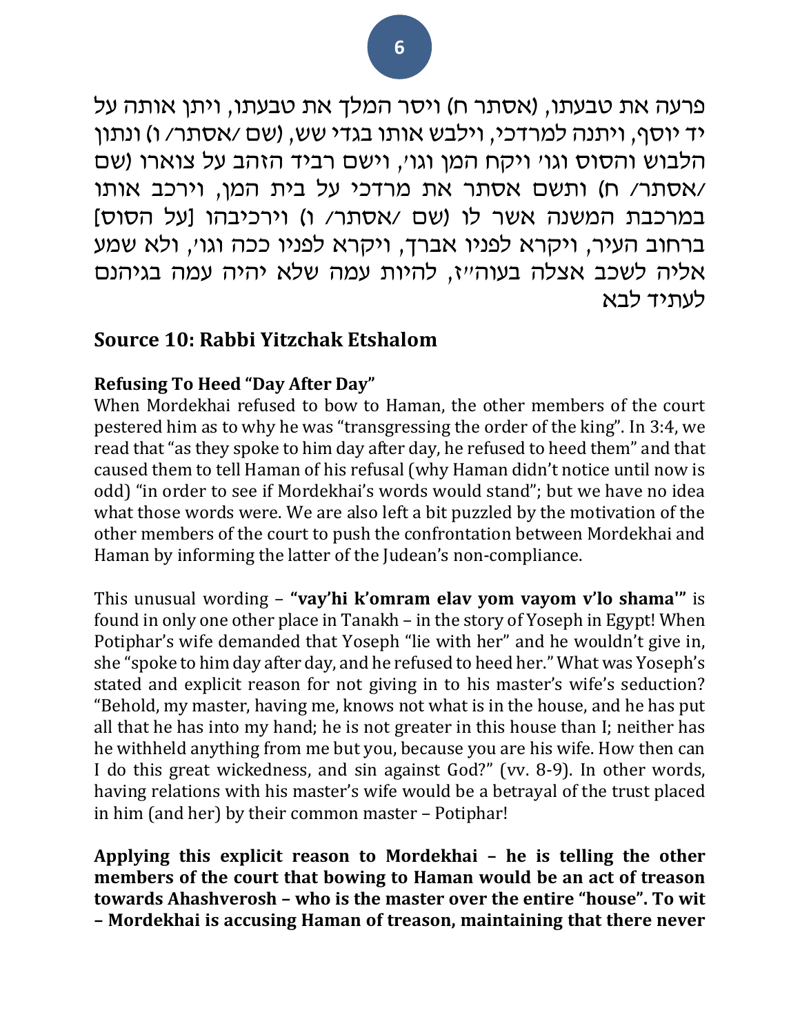פרעה את טבעתו, (אסתר ח) ויסר המלך את טבעתו, ויתן אותה על יד יוסף, ויתנה למרדכי, וילבש אותו בגדי שש, (שם ⁄אסתר⁄ ו) ונתון הלבוש והסוס וגו' ויקח המן וגו', וישם רביד הזהב על צוארו (שם ⁄אסתר⁄ ח) ותשם אסתר את מרדכי על בית המן, וירכב אותו במרכבת המשנה אשר לו (שם ⁄אסתר⁄ ו) וירכיבהו [על הסוס] ברחוב העיר, ויקרא לפניו אברך, ויקרא לפניו ככה וגו', ולא שמע אליה לשכב אצלה בעוה"ז, להיות עמה שלא יהיה עמה בגיהנם לעתיד לבא

## Source 10: Rabbi Yitzchak Etshalom

### Refusing To Heed "Day After Day"

When Mordekhai refused to bow to Haman, the other members of the court pestered him as to why he was "transgressing the order of the king". In 3:4, we read that "as they spoke to him day after day, he refused to heed them" and that caused them to tell Haman of his refusal (why Haman didn't notice until now is odd) "in order to see if Mordekhai's words would stand"; but we have no idea what those words were. We are also left a bit puzzled by the motivation of the other members of the court to push the confrontation between Mordekhai and Haman by informing the latter of the Judean's non-compliance.

This unusual wording – **"vay'hi k'omram elav yom vayom v'lo shama'"** is found in only one other place in Tanakh – in the story of Yoseph in Egypt! When Potiphar's wife demanded that Yoseph "lie with her" and he wouldn't give in, she "spoke to him day after day, and he refused to heed her." What was Yoseph's stated and explicit reason for not giving in to his master's wife's seduction? "Behold, my master, having me, knows not what is in the house, and he has put all that he has into my hand; he is not greater in this house than I; neither has he withheld anything from me but you, because you are his wife. How then can I do this great wickedness, and sin against God?" (vv. 8-9). In other words, having relations with his master's wife would be a betrayal of the trust placed in him (and her) by their common master – Potiphar!

**Applying this explicit reason to Mordekhai – he is telling the other members of the court that bowing to Haman would be an act of treason towards Ahashverosh – who is the master over the entire "house". To wit – Mordekhai is accusing Haman of treason, maintaining that there never**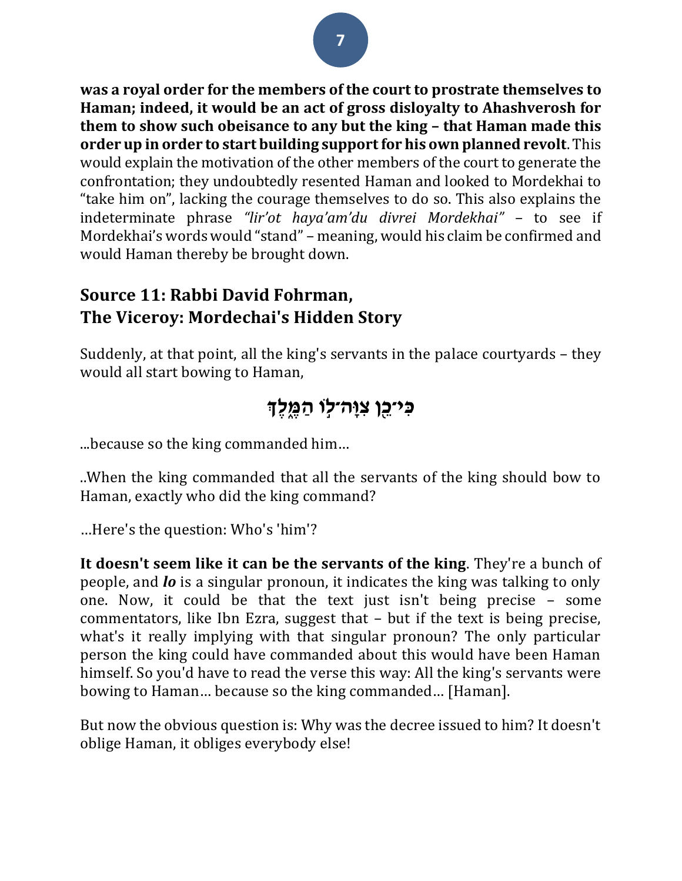**was a royal order for the members of the court to prostrate themselves to Haman; indeed, it would be an act of gross disloyalty to Ahashverosh for them to show such obeisance to any but the king – that Haman made this order up in order to start building support for his own planned revolt**. This would explain the motivation of the other members of the court to generate the confrontation; they undoubtedly resented Haman and looked to Mordekhai to "take him on", lacking the courage themselves to do so. This also explains the indeterminate phrase *"lir'ot haya'am'du divrei Mordekhai"* – to see if Mordekhai's words would "stand" – meaning, would his claim be confirmed and would Haman thereby be brought down.

## Source 11: Rabbi David Fohrman, The Viceroy: Mordechai's Hidden Story

Suddenly, at that point, all the king's servants in the palace courtyards – they would all start bowing to Haman,

**כִּי־כֵן צִוָּה־לוֹ הַמֶּלֶךְ**

...because so the king commanded him…

..When the king commanded that all the servants of the king should bow to Haman, exactly who did the king command?

…Here's the question: Who's 'him'?

**It doesn't seem like it can be the servants of the king**. They're a bunch of people, and ***lo*** is a singular pronoun, it indicates the king was talking to only one. Now, it could be that the text just isn't being precise – some commentators, like Ibn Ezra, suggest that – but if the text is being precise, what's it really implying with that singular pronoun? The only particular person the king could have commanded about this would have been Haman himself. So you'd have to read the verse this way: All the king's servants were bowing to Haman… because so the king commanded… [Haman].

But now the obvious question is: Why was the decree issued to him? It doesn't oblige Haman, it obliges everybody else!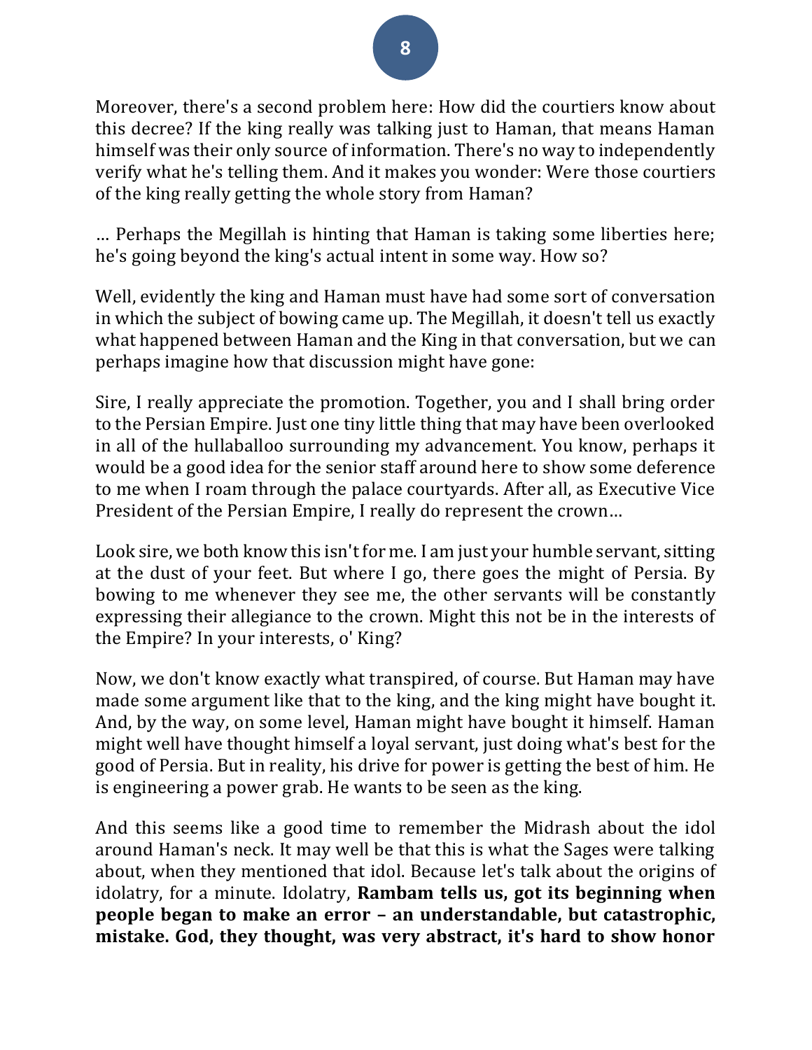Moreover, there's a second problem here: How did the courtiers know about this decree? If the king really was talking just to Haman, that means Haman himself was their only source of information. There's no way to independently verify what he's telling them. And it makes you wonder: Were those courtiers of the king really getting the whole story from Haman?

… Perhaps the Megillah is hinting that Haman is taking some liberties here; he's going beyond the king's actual intent in some way. How so?

Well, evidently the king and Haman must have had some sort of conversation in which the subject of bowing came up. The Megillah, it doesn't tell us exactly what happened between Haman and the King in that conversation, but we can perhaps imagine how that discussion might have gone:

Sire, I really appreciate the promotion. Together, you and I shall bring order to the Persian Empire. Just one tiny little thing that may have been overlooked in all of the hullaballoo surrounding my advancement. You know, perhaps it would be a good idea for the senior staff around here to show some deference to me when I roam through the palace courtyards. After all, as Executive Vice President of the Persian Empire, I really do represent the crown…

Look sire, we both know this isn't for me. I am just your humble servant, sitting at the dust of your feet. But where I go, there goes the might of Persia. By bowing to me whenever they see me, the other servants will be constantly expressing their allegiance to the crown. Might this not be in the interests of the Empire? In your interests, o' King?

Now, we don't know exactly what transpired, of course. But Haman may have made some argument like that to the king, and the king might have bought it. And, by the way, on some level, Haman might have bought it himself. Haman might well have thought himself a loyal servant, just doing what's best for the good of Persia. But in reality, his drive for power is getting the best of him. He is engineering a power grab. He wants to be seen as the king.

And this seems like a good time to remember the Midrash about the idol around Haman's neck. It may well be that this is what the Sages were talking about, when they mentioned that idol. Because let's talk about the origins of idolatry, for a minute. Idolatry, **Rambam tells us, got its beginning when people began to make an error – an understandable, but catastrophic, mistake. God, they thought, was very abstract, it's hard to show honor**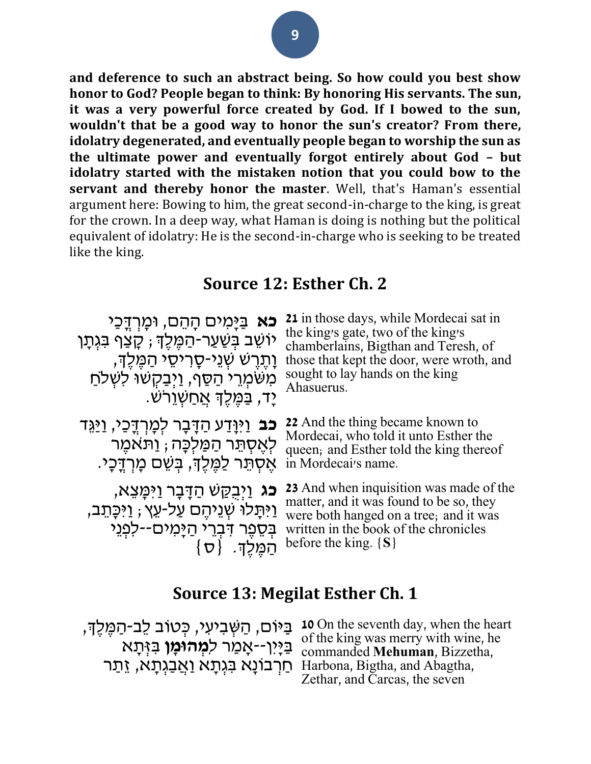**and deference to such an abstract being. So how could you best show honor to God? People began to think: By honoring His servants. The sun, it was a very powerful force created by God. If I bowed to the sun, wouldn't that be a good way to honor the sun's creator? From there, idolatry degenerated, and eventually people began to worship the sun as the ultimate power and eventually forgot entirely about God – but idolatry started with the mistaken notion that you could bow to the servant and thereby honor the master**. Well, that's Haman's essential argument here: Bowing to him, the great second-in-charge to the king, is great for the crown. In a deep way, what Haman is doing is nothing but the political equivalent of idolatry: He is the second-in-charge who is seeking to be treated like the king.

## Source 12: Esther Ch. 2

| | |
|---|---|
| **כא** בַּיָּמִים הָהֵם, וּמָרְדֳּכַי יוֹשֵׁב בְּשַׁעַר-הַמֶּלֶךְ; קָצַף בִּגְתָן וָתֶרֶשׁ שְׁנֵי-סָרִיסֵי הַמֶּלֶךְ, מִשֹּׁמְרֵי הַסַּף, וַיְבַקְשׁוּ לִשְׁלֹחַ יָד, בַּמֶּלֶךְ אֲחַשְׁוֵרֹשׁ. | **21** in those days, while Mordecai sat in the king's gate, two of the king's chamberlains, Bigthan and Teresh, of those that kept the door, were wroth, and sought to lay hands on the king Ahasuerus. |
| **כב** וַיִּוָּדַע הַדָּבָר לְמָרְדֳּכַי, וַיַּגֵּד לְאֶסְתֵּר הַמַּלְכָּה; וַתֹּאמֶר אֶסְתֵּר לַמֶּלֶךְ, בְּשֵׁם מָרְדֳּכָי. | **22** And the thing became known to Mordecai, who told it unto Esther the queen; and Esther told the king thereof in Mordecai's name. |
| **כג** וַיְבֻקַּשׁ הַדָּבָר וַיִּמָּצֵא, וַיִּתָּלוּ שְׁנֵיהֶם עַל-עֵץ; וַיִּכָּתֵב, בְּסֵפֶר דִּבְרֵי הַיָּמִים--לִפְנֵי הַמֶּלֶךְ. {ס} | **23** And when inquisition was made of the matter, and it was found to be so, they were both hanged on a tree; and it was written in the book of the chronicles before the king. {**S**} |

## Source 13: Megilat Esther Ch. 1

| | |
|---|---|
| בַּיּוֹם, הַשְּׁבִיעִי, כְּטוֹב לֵב-הַמֶּלֶךְ, בַּיָּיִן--אָמַר **לִמְהוּמָן** בִּזְּתָא חַרְבוֹנָא בִּגְתָא וַאֲבַגְתָא, זֵתַר | **10** On the seventh day, when the heart of the king was merry with wine, he commanded **Mehuman**, Bizzetha, Harbona, Bigtha, and Abagtha, Zethar, and Carcas, the seven |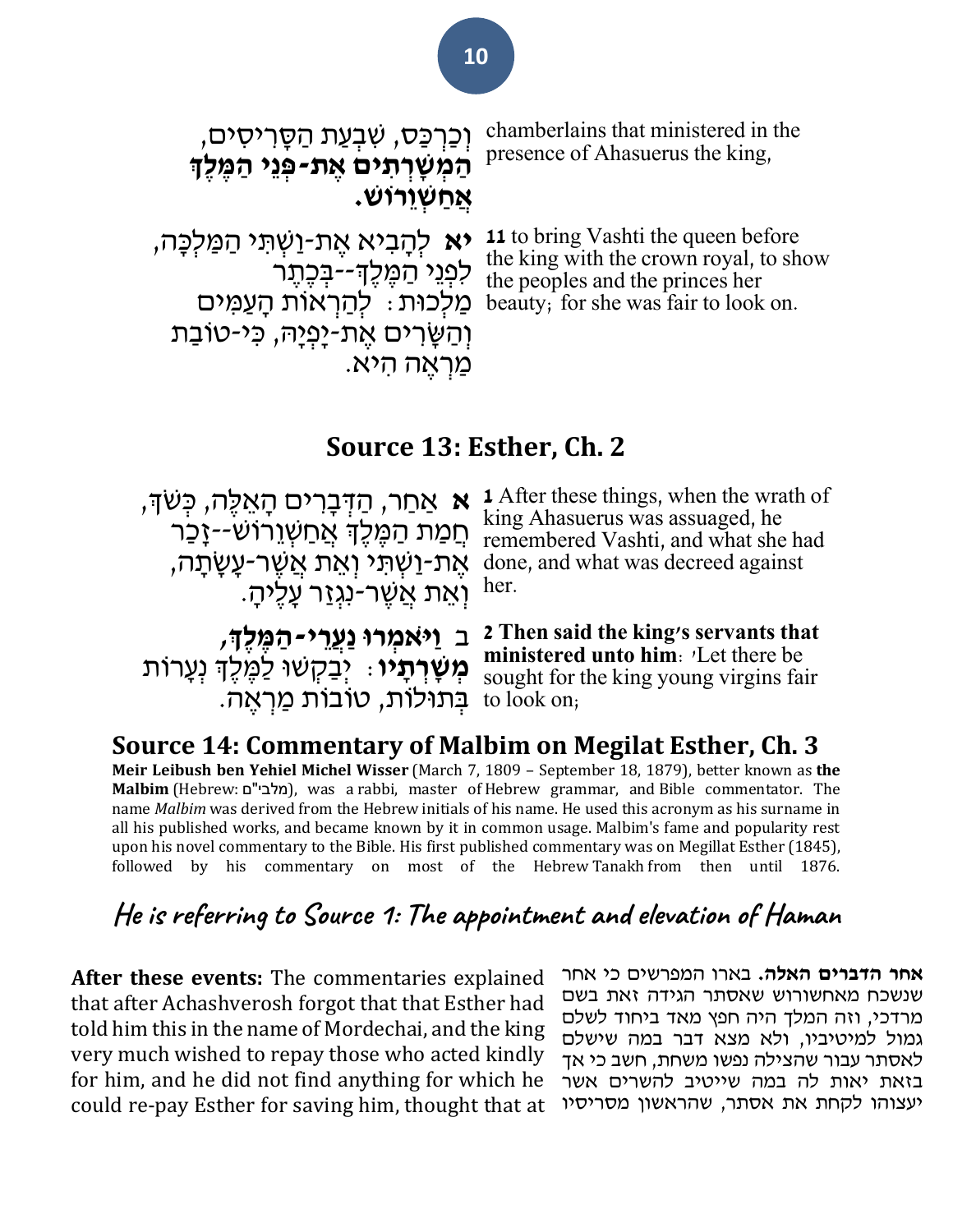| | |
|---|---|
| וְכַרְכַּס, שִׁבְעַת הַסָּרִיסִים, **הַמְשָׁרְתִים אֶת-פְּנֵי הַמֶּלֶךְ אֲחַשְׁוֵרוֹשׁ.** | chamberlains that ministered in the presence of Ahasuerus the king, |
| **יא** לְהָבִיא אֶת-וַשְׁתִּי הַמַּלְכָּה, לִפְנֵי הַמֶּלֶךְ--בְּכֶתֶר מַלְכוּת: לְהַרְאוֹת הָעַמִּים וְהַשָּׂרִים אֶת-יָפְיָהּ, כִּי-טוֹבַת מַרְאֶה הִיא. | **11** to bring Vashti the queen before the king with the crown royal, to show the peoples and the princes her beauty; for she was fair to look on. |

## Source 13: Esther, Ch. 2

| | |
|---|---|
| **א** אַחַר, הַדְּבָרִים הָאֵלֶּה, כְּשֹׁךְ, חֲמַת הַמֶּלֶךְ אֲחַשְׁוֵרוֹשׁ--זָכַר אֶת-וַשְׁתִּי וְאֵת אֲשֶׁר-עָשָׂתָה, וְאֵת אֲשֶׁר-נִגְזַר עָלֶיהָ. | **1** After these things, when the wrath of king Ahasuerus was assuaged, he remembered Vashti, and what she had done, and what was decreed against her. |
| ב **וַיֹּאמְרוּ נַעֲרֵי-הַמֶּלֶךְ, מְשָׁרְתָיו**: יְבַקְשׁוּ לַמֶּלֶךְ נְעָרוֹת בְּתוּלוֹת, טוֹבוֹת מַרְאֶה. | **2 Then said the king's servants that ministered unto him**: 'Let there be sought for the king young virgins fair to look on; |

## Source 14: Commentary of Malbim on Megilat Esther, Ch. 3

**Meir Leibush ben Yehiel Michel Wisser** (March 7, 1809 – September 18, 1879), better known as **the Malbim** (Hebrew: מלבי"ם), was a rabbi, master of Hebrew grammar, and Bible commentator. The name *Malbim* was derived from the Hebrew initials of his name. He used this acronym as his surname in all his published works, and became known by it in common usage. Malbim's fame and popularity rest upon his novel commentary to the Bible. His first published commentary was on Megillat Esther (1845), followed by his commentary on most of the Hebrew Tanakh from then until 1876.

### He is referring to Source 1: The appointment and elevation of Haman

| | |
|---|---|
| **After these events:** The commentaries explained that after Achashverosh forgot that that Esther had told him this in the name of Mordechai, and the king very much wished to repay those who acted kindly for him, and he did not find anything for which he could re-pay Esther for saving him, thought that at | **אחר הדברים האלה.** בארו המפרשים כי אחר שנשכח מאחשורוש שאסתר הגידה זאת בשם מרדכי, וזה המלך היה חפץ מאד ביחוד לשלם גמול למיטיביו, ולא מצא דבר במה שישלם לאסתר עבור שהצילה נפשו משחת, חשב כי אך בזאת יאות לה במה שייטיב להשרים אשר יעצוהו לקחת את אסתר, שהראשון מסריסיו |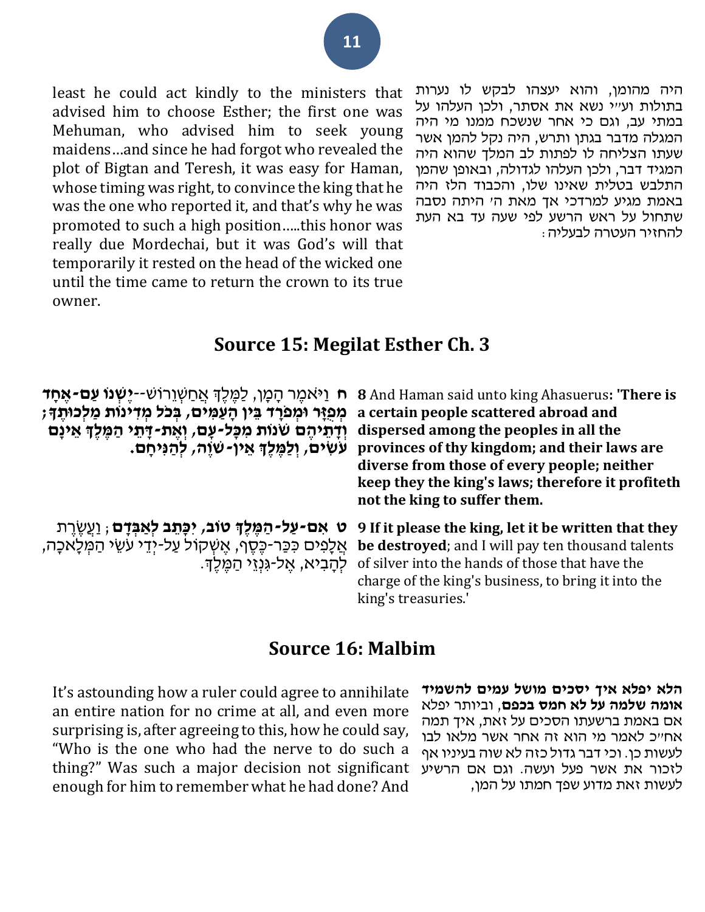least he could act kindly to the ministers that advised him to choose Esther; the first one was Mehuman, who advised him to seek young maidens…and since he had forgot who revealed the plot of Bigtan and Teresh, it was easy for Haman, whose timing was right, to convince the king that he was the one who reported it, and that's why he was promoted to such a high position…..this honor was really due Mordechai, but it was God's will that temporarily it rested on the head of the wicked one until the time came to return the crown to its true owner.

היה מהומן, והוא יעצהו לבקש לו נערות בתולות ועי"י נשא את אסתר, ולכן העלהו על במתי עב, וגם כי אחר שנשכח ממנו מי היה המגלה מדבר בגתן ותרש, היה נקל להמן אשר שעתו הצליחה לו לפתות לב המלך שהוא היה המגיד דבר, ולכן העלהו לגדולה, ובאופן שהמן התלבש בטלית שאינו שלו, והכבוד הלז היה באמת מגיע למרדכי אך מאת ה' היתה נסבה שתחול על ראש הרשע לפי שעה עד בא העת להחזיר העטרה לבעליה:

## Source 15: Megilat Esther Ch. 3

**ח וַיֹּאמֶר הָמָן, לַמֶּלֶךְ אֲחַשְׁוֵרוֹשׁ--יֶשְׁנוֹ עַם-אֶחָד מְפֻזָּר וּמְפֹרָד בֵּין הָעַמִּים, בְּכֹל מְדִינוֹת מַלְכוּתֶךָ; וְדָתֵיהֶם שֹׁנוֹת מִכָּל-עָם, וְאֶת-דָּתֵי הַמֶּלֶךְ אֵינָם עֹשִׂים, וְלַמֶּלֶךְ אֵין-שֹׁוֶה, לְהַנִּיחָם.**

**8** And Haman said unto king Ahasuerus: **'There is a certain people scattered abroad and dispersed among the peoples in all the provinces of thy kingdom; and their laws are diverse from those of every people; neither keep they the king's laws; therefore it profiteth not the king to suffer them.**

**ט אִם-עַל-הַמֶּלֶךְ טוֹב, יִכָּתֵב לְאַבְּדָם**; וַעֲשֶׂרֶת אֲלָפִים כִּכַּר-כֶּסֶף, אֶשְׁקוֹל עַל-יְדֵי עֹשֵׂי הַמְּלָאכָה, לְהָבִיא, אֶל-גִּנְזֵי הַמֶּלֶךְ.

**9 If it please the king, let it be written that they be destroyed**; and I will pay ten thousand talents of silver into the hands of those that have the charge of the king's business, to bring it into the king's treasuries.'

## Source 16: Malbim

It's astounding how a ruler could agree to annihilate an entire nation for no crime at all, and even more surprising is, after agreeing to this, how he could say, "Who is the one who had the nerve to do such a thing?" Was such a major decision not significant enough for him to remember what he had done? And

**הלא יפלא איך יסכים מושל עמים להשמיד אומה שלמה על לא חמס בכפם**, וביותר יפלא אם באמת ברשעתו הסכים על זאת, איך תמה אח"כ לאמר מי הוא זה אחר אשר מלאו לבו לעשות כן. וכי דבר גדול כזה לא שוה בעיניו אף לזכור את אשר פעל ועשה. וגם אם הרשיע לעשות זאת מדוע שפך חמתו על המן,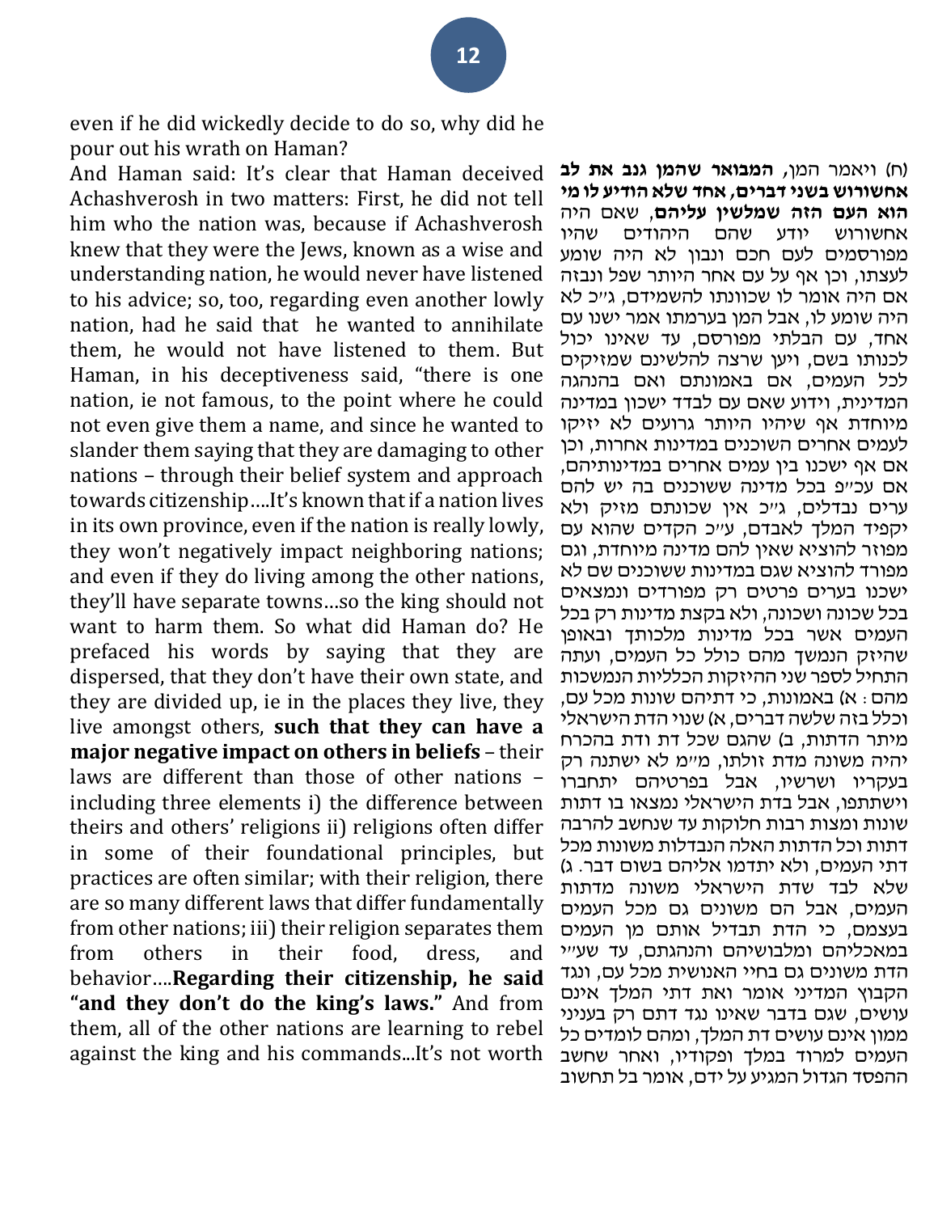even if he did wickedly decide to do so, why did he pour out his wrath on Haman?

And Haman said: It's clear that Haman deceived Achashverosh in two matters: First, he did not tell him who the nation was, because if Achashverosh knew that they were the Jews, known as a wise and understanding nation, he would never have listened to his advice; so, too, regarding even another lowly nation, had he said that he wanted to annihilate them, he would not have listened to them. But Haman, in his deceptiveness said, "there is one nation, ie not famous, to the point where he could not even give them a name, and since he wanted to slander them saying that they are damaging to other nations – through their belief system and approach towards citizenship….It's known that if a nation lives in its own province, even if the nation is really lowly, they won't negatively impact neighboring nations; and even if they do living among the other nations, they'll have separate towns…so the king should not want to harm them. So what did Haman do? He prefaced his words by saying that they are dispersed, that they don't have their own state, and they are divided up, ie in the places they live, they live amongst others, **such that they can have a major negative impact on others in beliefs** – their laws are different than those of other nations – including three elements i) the difference between theirs and others' religions ii) religions often differ in some of their foundational principles, but practices are often similar; with their religion, there are so many different laws that differ fundamentally from other nations; iii) their religion separates them from others in their food, dress, and behavior….**Regarding their citizenship, he said "and they don't do the king's laws."** And from them, all of the other nations are learning to rebel against the king and his commands...It's not worth

(ח) ויאמר המן, **המבואר שהמן גנב את לב אחשורוש בשני דברים, אחד שלא הודיע לו מי הוא העם הזה שמלשין עליהם**, שאם היה אחשורוש יודע שהם היהודים שהיו מפורסמים לעם חכם ונבון לא היה שומע לעצתו, וכן אף על עם אחר היותר שפל ונבזה אם היה אומר לו שכוונתו להשמידם, ג"כ לא היה שומע לו, אבל המן בערמתו אמר ישנו עם אחד, עם הבלתי מפורסם, עד שאינו יכול לכנותו בשם, ויען שרצה להלשינם שמזיקים לכל העמים, אם באמונתם ואם בהנהגה המדינית, וידוע שאם עם לבדד ישכון במדינה מיוחדת אף שיהיו היותר גרועים לא יזיקו לעמים אחרים השוכנים במדינות אחרות, וכן אם אף ישכנו בין עמים אחרים במדינותיהם, אם עכ"פ בכל מדינה ששוכנים בה יש להם ערים נבדלים, ג"כ אין שכונתם מזיק ולא יקפיד המלך לאבדם, ע"כ הקדים שהוא עם מפוזר להוציא שאין להם מדינה מיוחדת, וגם מפורד להוציא שגם במדינות ששוכנים שם לא ישכנו בערים פרטים רק מפורדים ונמצאים בכל שכונה ושכונה, ולא בקצת מדינות רק בכל העמים אשר בכל מדינות מלכותך ובאופן שהיזק הנמשך מהם כולל כל העמים, ועתה התחיל לספר שני ההיזקות הכלליות הנמשכות מהם: א) באמונות, כי דתיהם שונות מכל עם, וכלל בזה שלשה דברים, א) שנוי הדת הישראלי מיתר הדתות, ב) שהגם שכל דת ודת בהכרח יהיה משונה מדת זולתו, מ"מ לא ישתנה רק בעקריו ושרשיו, אבל בפרטיהם יתחברו וישתתפו, אבל בדת הישראלי נמצאו בו דתות שונות ומצות רבות חלוקות עד שנחשב להרבה דתות וכל הדתות האלה הנבדלות משונות מכל דתי העמים, ולא יתדמו אליהם בשום דבר. ג) שלא לבד שדת הישראלי משונה מדתות העמים, אבל הם משונים גם מכל העמים בעצמם, כי הדת תבדיל אותם מן העמים במאכליהם ומלבושיהם והנהגתם, עד שע"י הדת משונים גם בחיי האנושית מכל עם, ונגד הקבוץ המדיני אומר ואת דתי המלך אינם עושים, שגם בדבר שאינו נגד דתם רק בעניני ממון אינם עושים דת המלך, ומהם לומדים כל העמים למרוד במלך ופקודיו, ואחר שחשב ההפסד הגדול המגיע על ידם, אומר בל תחשוב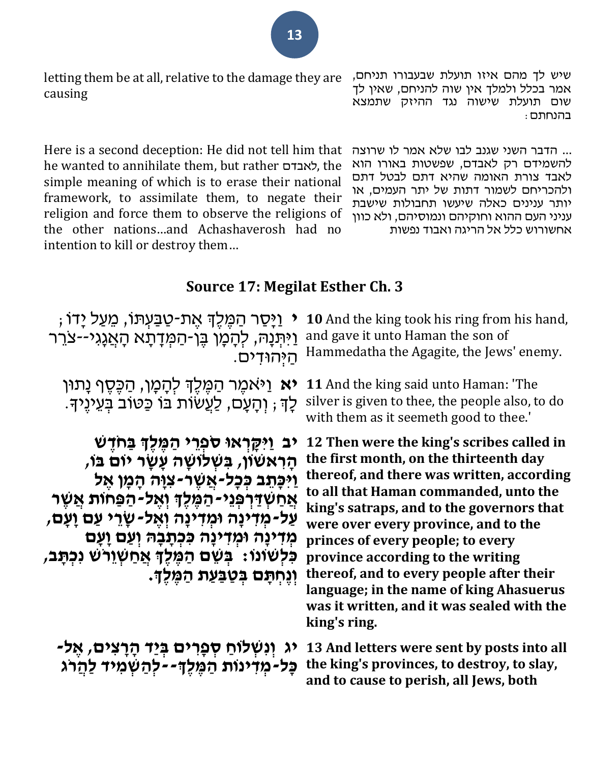שיש לך מהם איזו תועלת שבעבורו תניחם, אמר בכלל ולמלך אין שוה להניחם, שאין לך שום תועלת שישוה נגד ההיזק שתמצא בהנחתם:

letting them be at all, relative to the damage they are causing

... הדבר השני שגנב לבו שלא אמר לו שרוצה להשמידם רק לאבדם, שפשטות באורו הוא לאבד צורת האומה שהיא דתם לבטל דתם ולהכריחם לשמור דתות של יתר העמים, או יותר ענינים כאלה שיעשו תחבולות שישבת עניני העם ההוא וחוקיהם ונמוסיהם, ולא כוון אחשורוש כלל אל הריגה ואבוד נפשות

Here is a second deception: He did not tell him that he wanted to annihilate them, but rather לאבדם, the simple meaning of which is to erase their national framework, to assimilate them, to negate their religion and force them to observe the religions of the other nations…and Achashaverosh had no intention to kill or destroy them…

## Source 17: Megilat Esther Ch. 3

| | |
|---|---|
| **י** וַיָּסַר הַמֶּלֶךְ אֶת-טַבַּעְתּוֹ, מֵעַל יָדוֹ; וַיִּתְּנָהּ, לְהָמָן בֶּן-הַמְּדָתָא הָאֲגָגִי--צֹרֵר הַיְּהוּדִים. | **10** And the king took his ring from his hand, and gave it unto Haman the son of Hammedatha the Agagite, the Jews' enemy. |
| **יא** וַיֹּאמֶר הַמֶּלֶךְ לְהָמָן, הַכֶּסֶף נָתוּן לָךְ; וְהָעָם, לַעֲשׂוֹת בּוֹ כַּטּוֹב בְּעֵינֶיךָ. | **11** And the king said unto Haman: 'The silver is given to thee, the people also, to do with them as it seemeth good to thee.' |
| **יב וַיִּקָּרְאוּ סֹפְרֵי הַמֶּלֶךְ בַּחֹדֶשׁ הָרִאשׁוֹן, בִּשְׁלוֹשָׁה עָשָׂר יוֹם בּוֹ, וַיִּכָּתֵב כְּכָל-אֲשֶׁר-צִוָּה הָמָן אֶל אֲחַשְׁדַּרְפְּנֵי-הַמֶּלֶךְ וְאֶל-הַפַּחוֹת אֲשֶׁר עַל-מְדִינָה וּמְדִינָה וְאֶל-שָׂרֵי עַם וָעָם, מְדִינָה וּמְדִינָה כִּכְתָבָהּ וְעַם וָעָם כִּלְשׁוֹנוֹ: בְּשֵׁם הַמֶּלֶךְ אֲחַשְׁוֵרֹשׁ נִכְתָּב, וְנֶחְתָּם בְּטַבַּעַת הַמֶּלֶךְ.** | **12 Then were the king's scribes called in the first month, on the thirteenth day thereof, and there was written, according to all that Haman commanded, unto the king's satraps, and to the governors that were over every province, and to the princes of every people; to every province according to the writing thereof, and to every people after their language; in the name of king Ahasuerus was it written, and it was sealed with the king's ring.** |
| **יג וְנִשְׁלוֹחַ סְפָרִים בְּיַד הָרָצִים, אֶל-כָּל-מְדִינוֹת הַמֶּלֶךְ--לְהַשְׁמִיד לַהֲרֹג** | **13 And letters were sent by posts into all the king's provinces, to destroy, to slay, and to cause to perish, all Jews, both** |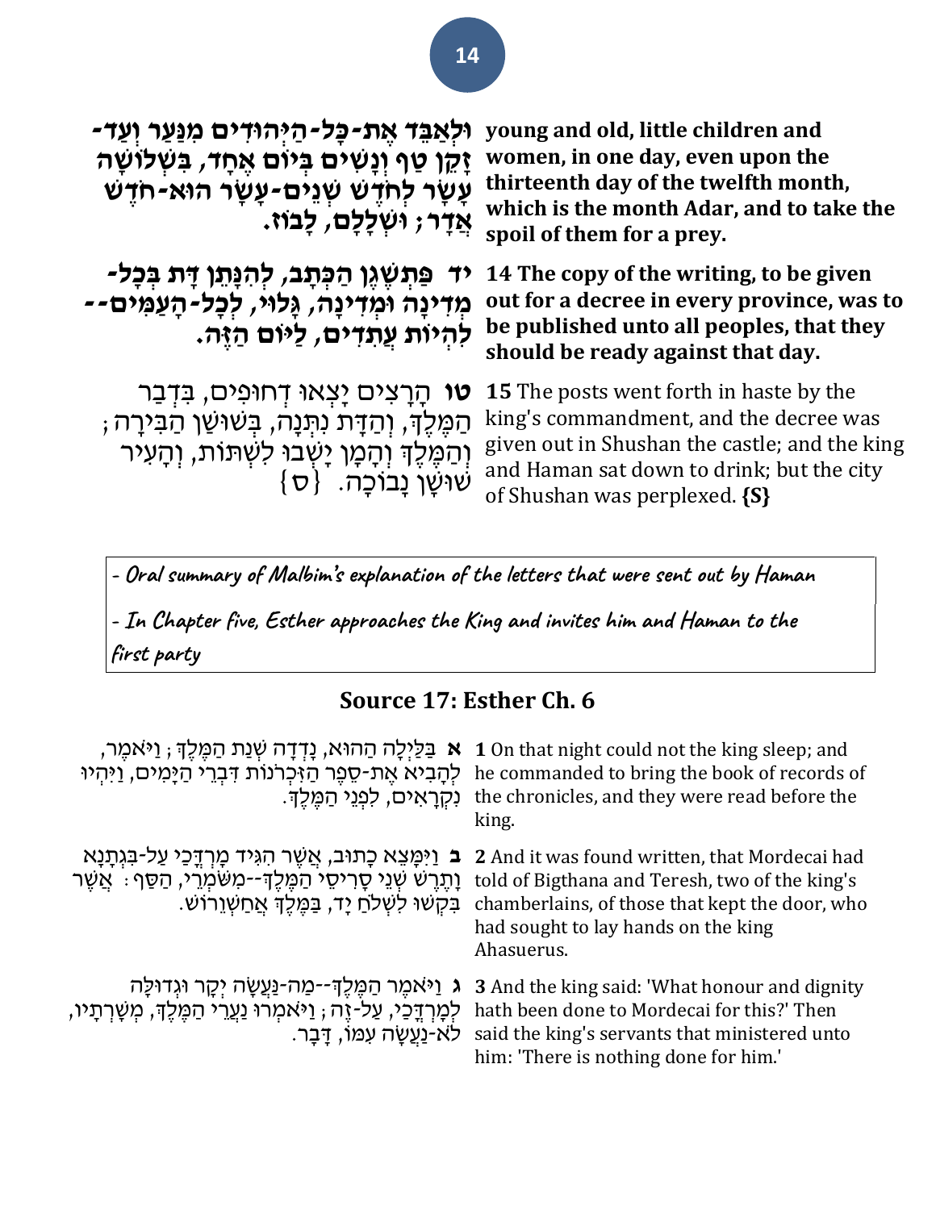| | |
|---|---|
| **וּלְאַבֵּד אֶת-כָּל-הַיְּהוּדִים מִנַּעַר וְעַד-זָקֵן טַף וְנָשִׁים בְּיוֹם אֶחָד, בִּשְׁלוֹשָׁה עָשָׂר לְחֹדֶשׁ שְׁנֵים-עָשָׂר הוּא-חֹדֶשׁ אֲדָר; וּשְׁלָלָם, לָבוֹז.** | **young and old, little children and women, in one day, even upon the thirteenth day of the twelfth month, which is the month Adar, and to take the spoil of them for a prey.** |
| **יד פַּתְשֶׁגֶן הַכְּתָב, לְהִנָּתֵן דָּת בְּכָל-מְדִינָה וּמְדִינָה, גָּלוּי, לְכָל-הָעַמִּים--לִהְיוֹת עֲתִדִים, לַיּוֹם הַזֶּה.** | **14 The copy of the writing, to be given out for a decree in every province, was to be published unto all peoples, that they should be ready against that day.** |
| **טו** הָרָצִים יָצְאוּ דְחוּפִים, בִּדְבַר הַמֶּלֶךְ, וְהַדָּת נִתְּנָה, בְּשׁוּשַׁן הַבִּירָה; וְהַמֶּלֶךְ וְהָמָן יָשְׁבוּ לִשְׁתּוֹת, וְהָעִיר שׁוּשָׁן נָבוֹכָה. {ס} | **15** The posts went forth in haste by the king's commandment, and the decree was given out in Shushan the castle; and the king and Haman sat down to drink; but the city of Shushan was perplexed. **{S}** |

- *Oral summary of Malbim's explanation of the letters that were sent out by Haman*

- *In Chapter five, Esther approaches the King and invites him and Haman to the first party*

## Source 17: Esther Ch. 6

| | |
|---|---|
| **א** בַּלַּיְלָה הַהוּא, נָדְדָה שְׁנַת הַמֶּלֶךְ; וַיֹּאמֶר, לְהָבִיא אֶת-סֵפֶר הַזִּכְרֹנוֹת דִּבְרֵי הַיָּמִים, וַיִּהְיוּ נִקְרָאִים, לִפְנֵי הַמֶּלֶךְ. | **1** On that night could not the king sleep; and he commanded to bring the book of records of the chronicles, and they were read before the king. |
| **ב** וַיִּמָּצֵא כָתוּב, אֲשֶׁר הִגִּיד מָרְדֳּכַי עַל-בִּגְתָנָא וָתֶרֶשׁ שְׁנֵי סָרִיסֵי הַמֶּלֶךְ--מִשֹּׁמְרֵי, הַסַּף: אֲשֶׁר בִּקְשׁוּ לִשְׁלֹחַ יָד, בַּמֶּלֶךְ אֲחַשְׁוֵרוֹשׁ. | **2** And it was found written, that Mordecai had told of Bigthana and Teresh, two of the king's chamberlains, of those that kept the door, who had sought to lay hands on the king Ahasuerus. |
| **ג** וַיֹּאמֶר הַמֶּלֶךְ--מַה-נַּעֲשָׂה יְקָר וּגְדוּלָּה לְמָרְדֳּכַי, עַל-זֶה; וַיֹּאמְרוּ נַעֲרֵי הַמֶּלֶךְ, מְשָׁרְתָיו, לֹא-נַעֲשָׂה עִמּוֹ, דָּבָר. | **3** And the king said: 'What honour and dignity hath been done to Mordecai for this?' Then said the king's servants that ministered unto him: 'There is nothing done for him.' |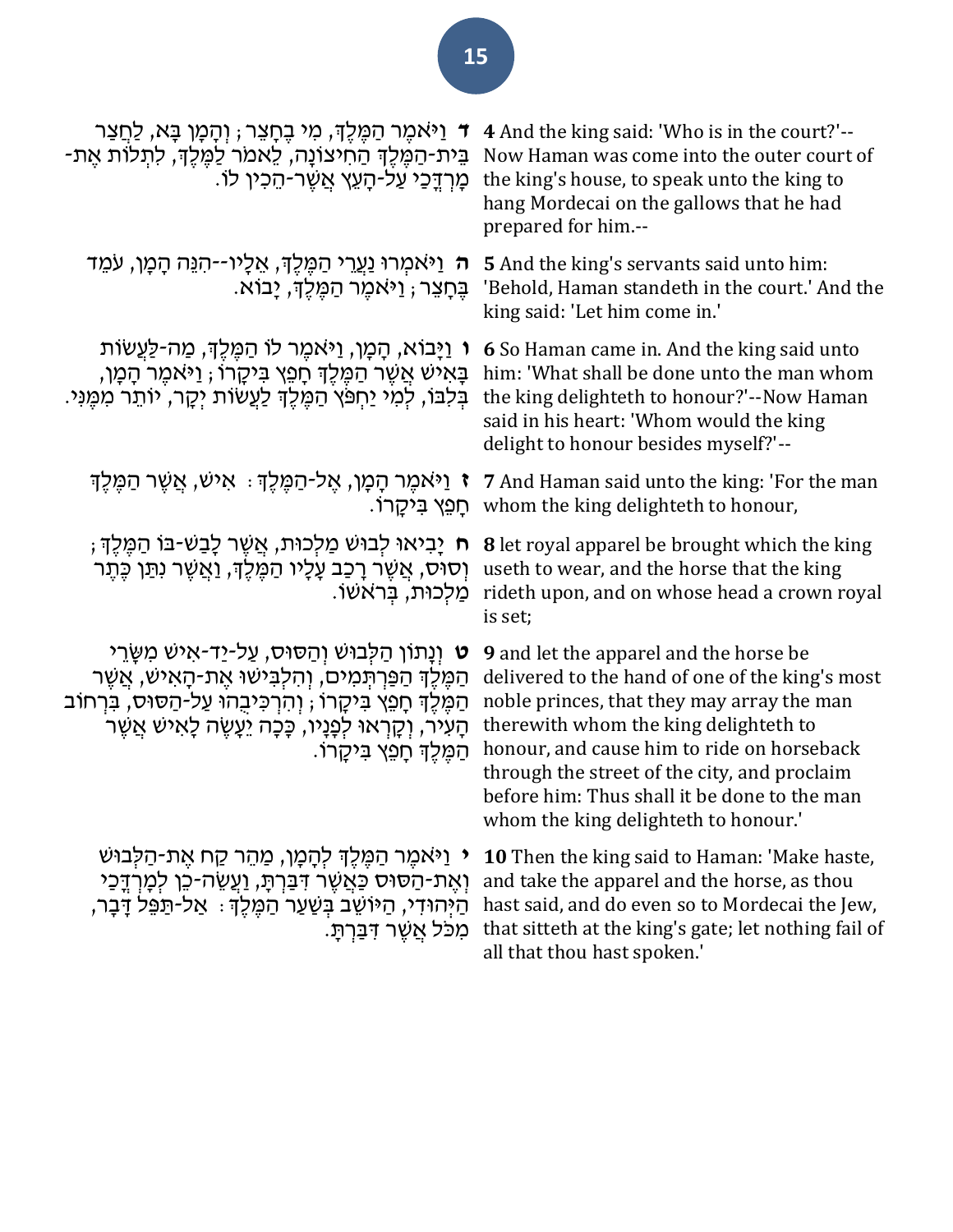| | |
|---|---|
| **ד** וַיֹּאמֶר הַמֶּלֶךְ, מִי בֶחָצֵר ; וְהָמָן בָּא, לַחֲצַר בֵּית-הַמֶּלֶךְ הַחִיצוֹנָה, לֵאמֹר לַמֶּלֶךְ, לִתְלוֹת אֶת-מָרְדֳּכַי עַל-הָעֵץ אֲשֶׁר-הֵכִין לוֹ. | **4** And the king said: 'Who is in the court?'--Now Haman was come into the outer court of the king's house, to speak unto the king to hang Mordecai on the gallows that he had prepared for him.-- |
| **ה** וַיֹּאמְרוּ נַעֲרֵי הַמֶּלֶךְ, אֵלָיו--הִנֵּה הָמָן, עֹמֵד בֶּחָצֵר ; וַיֹּאמֶר הַמֶּלֶךְ, יָבוֹא. | **5** And the king's servants said unto him: 'Behold, Haman standeth in the court.' And the king said: 'Let him come in.' |
| **ו** וַיָּבוֹא, הָמָן, וַיֹּאמֶר לוֹ הַמֶּלֶךְ, מַה-לַּעֲשׂוֹת בָּאִישׁ אֲשֶׁר הַמֶּלֶךְ חָפֵץ בִּיקָרוֹ ; וַיֹּאמֶר הָמָן, בְּלִבּוֹ, לְמִי יַחְפֹּץ הַמֶּלֶךְ לַעֲשׂוֹת יְקָר, יוֹתֵר מִמֶּנִּי. | **6** So Haman came in. And the king said unto him: 'What shall be done unto the man whom the king delighteth to honour?'--Now Haman said in his heart: 'Whom would the king delight to honour besides myself?'-- |
| **ז** וַיֹּאמֶר הָמָן, אֶל-הַמֶּלֶךְ : אִישׁ, אֲשֶׁר הַמֶּלֶךְ חָפֵץ בִּיקָרוֹ. | **7** And Haman said unto the king: 'For the man whom the king delighteth to honour, |
| **ח** יָבִיאוּ לְבוּשׁ מַלְכוּת, אֲשֶׁר לָבַשׁ-בּוֹ הַמֶּלֶךְ ; וְסוּס, אֲשֶׁר רָכַב עָלָיו הַמֶּלֶךְ, וַאֲשֶׁר נִתַּן כֶּתֶר מַלְכוּת, בְּרֹאשׁוֹ. | **8** let royal apparel be brought which the king useth to wear, and the horse that the king rideth upon, and on whose head a crown royal is set; |
| **ט** וְנָתוֹן הַלְּבוּשׁ וְהַסּוּס, עַל-יַד-אִישׁ מִשָּׂרֵי הַמֶּלֶךְ הַפַּרְתְּמִים, וְהִלְבִּישׁוּ אֶת-הָאִישׁ, אֲשֶׁר הַמֶּלֶךְ חָפֵץ בִּיקָרוֹ ; וְהִרְכִּיבֻהוּ עַל-הַסּוּס, בִּרְחוֹב הָעִיר, וְקָרְאוּ לְפָנָיו, כָּכָה יֵעָשֶׂה לָאִישׁ אֲשֶׁר הַמֶּלֶךְ חָפֵץ בִּיקָרוֹ. | **9** and let the apparel and the horse be delivered to the hand of one of the king's most noble princes, that they may array the man therewith whom the king delighteth to honour, and cause him to ride on horseback through the street of the city, and proclaim before him: Thus shall it be done to the man whom the king delighteth to honour.' |
| **י** וַיֹּאמֶר הַמֶּלֶךְ לְהָמָן, מַהֵר קַח אֶת-הַלְּבוּשׁ וְאֶת-הַסּוּס כַּאֲשֶׁר דִּבַּרְתָּ, וַעֲשֵׂה-כֵן לְמָרְדֳּכַי הַיְּהוּדִי, הַיּוֹשֵׁב בְּשַׁעַר הַמֶּלֶךְ : אַל-תַּפֵּל דָּבָר, מִכֹּל אֲשֶׁר דִּבַּרְתָּ. | **10** Then the king said to Haman: 'Make haste, and take the apparel and the horse, as thou hast said, and do even so to Mordecai the Jew, that sitteth at the king's gate; let nothing fail of all that thou hast spoken.' |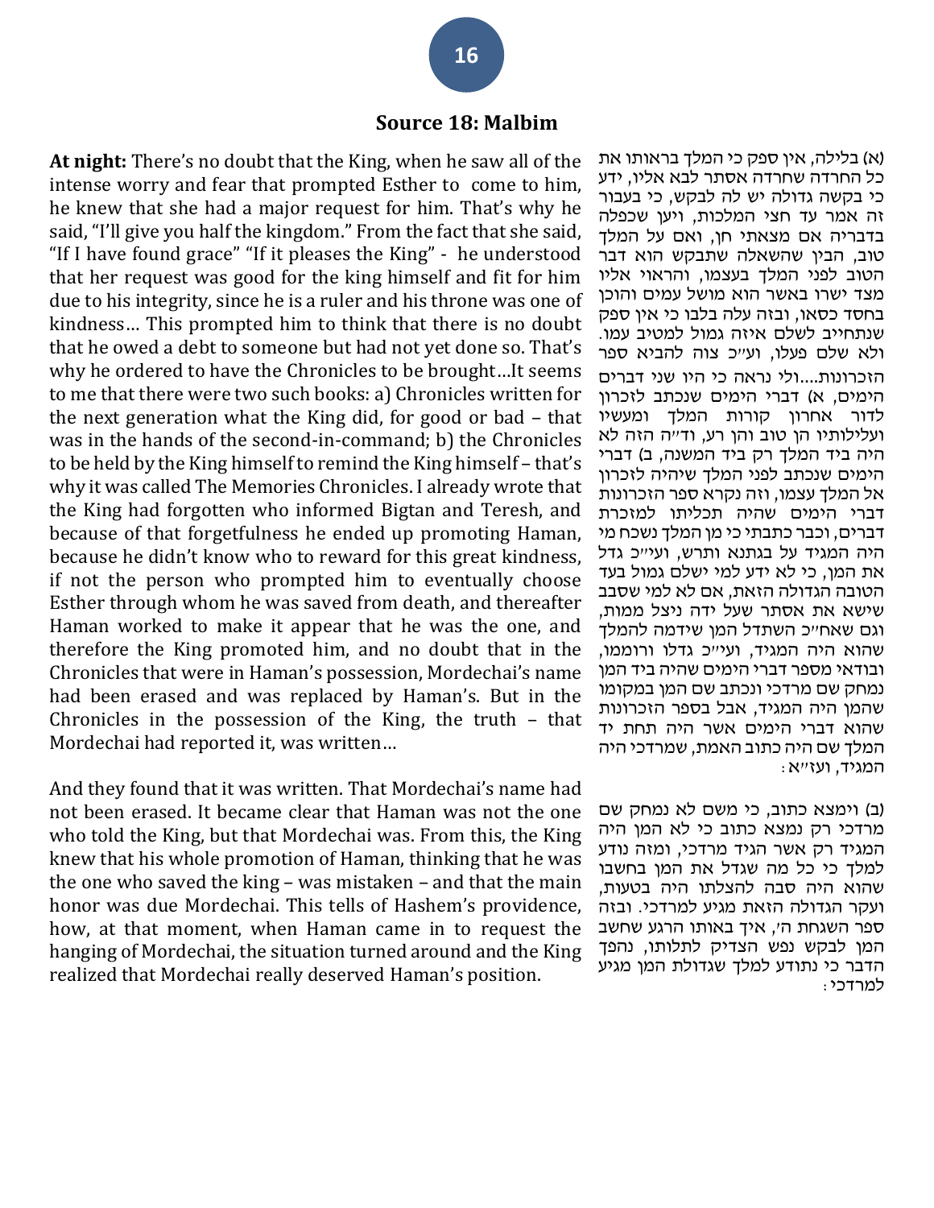## Source 18: Malbim

**At night:** There's no doubt that the King, when he saw all of the intense worry and fear that prompted Esther to come to him, he knew that she had a major request for him. That's why he said, "I'll give you half the kingdom." From the fact that she said, "If I have found grace" "If it pleases the King" - he understood that her request was good for the king himself and fit for him due to his integrity, since he is a ruler and his throne was one of kindness… This prompted him to think that there is no doubt that he owed a debt to someone but had not yet done so. That's why he ordered to have the Chronicles to be brought…It seems to me that there were two such books: a) Chronicles written for the next generation what the King did, for good or bad – that was in the hands of the second-in-command; b) the Chronicles to be held by the King himself to remind the King himself – that's why it was called The Memories Chronicles. I already wrote that the King had forgotten who informed Bigtan and Teresh, and because of that forgetfulness he ended up promoting Haman, because he didn't know who to reward for this great kindness, if not the person who prompted him to eventually choose Esther through whom he was saved from death, and thereafter Haman worked to make it appear that he was the one, and therefore the King promoted him, and no doubt that in the Chronicles that were in Haman's possession, Mordechai's name had been erased and was replaced by Haman's. But in the Chronicles in the possession of the King, the truth – that Mordechai had reported it, was written…

And they found that it was written. That Mordechai's name had not been erased. It became clear that Haman was not the one who told the King, but that Mordechai was. From this, the King knew that his whole promotion of Haman, thinking that he was the one who saved the king – was mistaken – and that the main honor was due Mordechai. This tells of Hashem's providence, how, at that moment, when Haman came in to request the hanging of Mordechai, the situation turned around and the King realized that Mordechai really deserved Haman's position.

(א) בלילה, אין ספק כי המלך בראותו את כל החרדה שחרדה אסתר לבא אליו, ידע כי בקשה גדולה יש לה לבקש, כי בעבור זה אמר עד חצי המלכות, ויען שכפלה בדבריה אם מצאתי חן, ואם על המלך טוב, הבין שהשאלה שתבקש הוא דבר הטוב לפני המלך בעצמו, והראוי אליו מצד ישרו באשר הוא מושל עמים והוכן בחסד כסאו, ובזה עלה בלבו כי אין ספק שנתחייב לשלם איזה גמול למטיב עמו. ולא שלם פעלו, וע"כ צוה להביא ספר הזכרונות....ולי נראה כי היו שני דברים הימים, א) דברי הימים שנכתב לזכרון לדור אחרון קורות המלך ומעשיו ועלילותיו הן טוב והן רע, וד"ה הזה לא היה ביד המלך רק ביד המשנה, ב) דברי הימים שנכתב לפני המלך שיהיה לזכרון אל המלך עצמו, וזה נקרא ספר הזכרונות דברי הימים שהיה תכליתו למזכרת דברים, וכבר כתבתי כי מן המלך נשכח מי היה המגיד על בגתנא ותרש, ועי"כ גדל את המן, כי לא ידע למי ישלם גמול בעד הטובה הגדולה הזאת, אם לא למי שסבב שישא את אסתר שעל ידה ניצל ממות, וגם שאח"כ השתדל המן שידמה להמלך שהוא היה המגיד, ועי"כ גדלו ורוממו, ובודאי מספר דברי הימים שהיה ביד המן נמחק שם מרדכי ונכתב שם המן במקומו שהמן היה המגיד, אבל בספר הזכרונות שהוא דברי הימים אשר היה תחת יד המלך שם היה כתוב האמת, שמרדכי היה המגיד, ועז"א:

(ב) וימצא כתוב, כי משם לא נמחק שם מרדכי רק נמצא כתוב כי לא המן היה המגיד רק אשר הגיד מרדכי, ומזה נודע למלך כי כל מה שגדל את המן בחשבו שהוא היה סבה להצלתו היה בטעות, ועקר הגדולה הזאת מגיע למרדכי. ובזה ספר השגחת ה', איך באותו הרגע שחשב המן לבקש נפש הצדיק לתלותו, נהפך הדבר כי נתודע למלך שגדולת המן מגיע למרדכי: